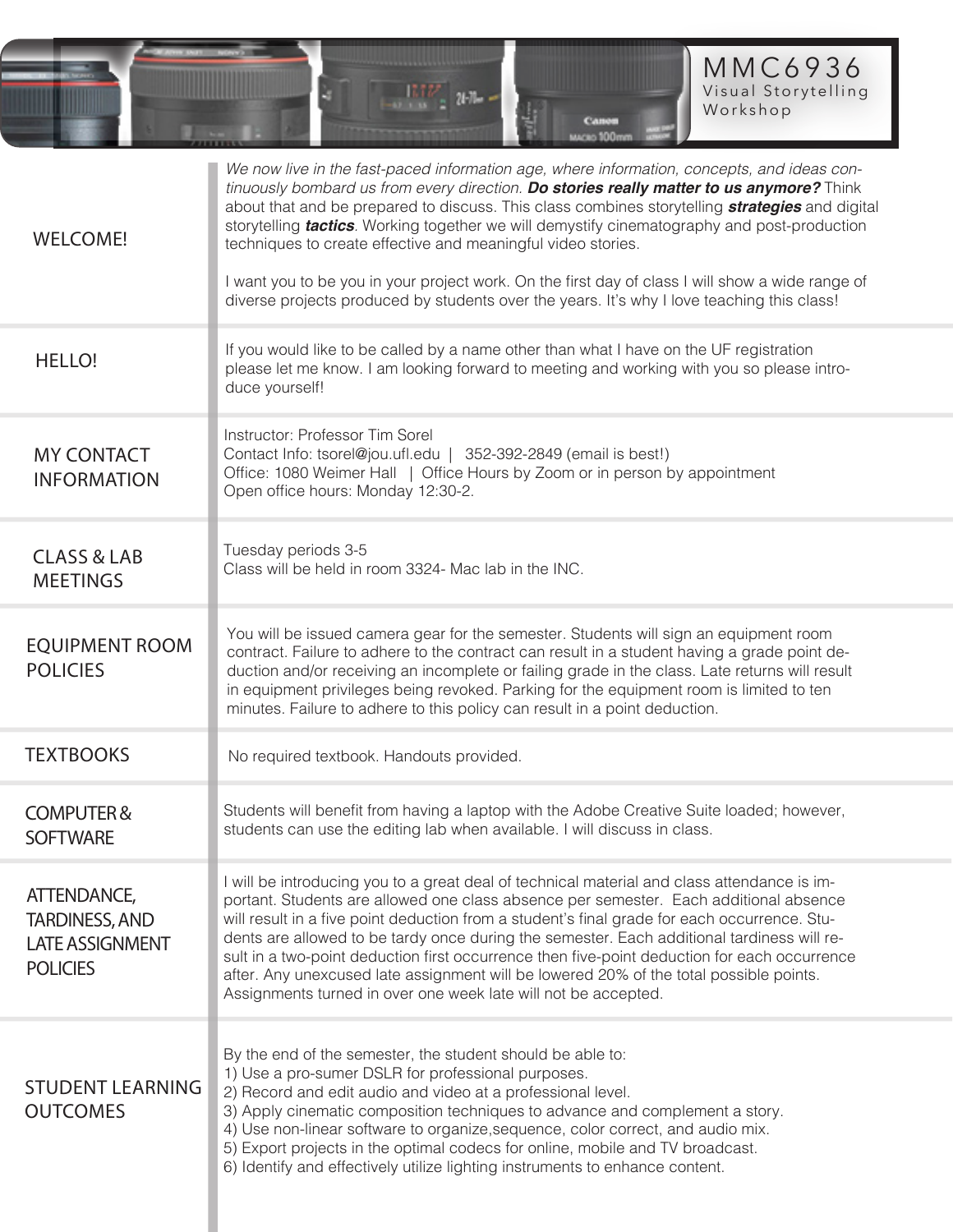# MMC6936

Visual Storytelling Workshop

## WELCOME!

*We now live in the fast-paced information age, where information, concepts, and ideas continuously bombard us from every direction.* ***Do stories really matter to us anymore?*** Think about that and be prepared to discuss. This class combines storytelling ***strategies*** and digital storytelling ***tactics***. Working together we will demystify cinematography and post-production techniques to create effective and meaningful video stories.

I want you to be you in your project work. On the first day of class I will show a wide range of diverse projects produced by students over the years. It's why I love teaching this class!

## HELLO!

If you would like to be called by a name other than what I have on the UF registration please let me know. I am looking forward to meeting and working with you so please introduce yourself!

## MY CONTACT INFORMATION

Instructor: Professor Tim Sorel
Contact Info: tsorel@jou.ufl.edu | 352-392-2849 (email is best!)
Office: 1080 Weimer Hall | Office Hours by Zoom or in person by appointment
Open office hours: Monday 12:30-2.

## CLASS & LAB MEETINGS

Tuesday periods 3-5
Class will be held in room 3324- Mac lab in the INC.

## EQUIPMENT ROOM POLICIES

You will be issued camera gear for the semester. Students will sign an equipment room contract. Failure to adhere to the contract can result in a student having a grade point deduction and/or receiving an incomplete or failing grade in the class. Late returns will result in equipment privileges being revoked. Parking for the equipment room is limited to ten minutes. Failure to adhere to this policy can result in a point deduction.

## TEXTBOOKS

No required textbook. Handouts provided.

## COMPUTER & SOFTWARE

Students will benefit from having a laptop with the Adobe Creative Suite loaded; however, students can use the editing lab when available. I will discuss in class.

## ATTENDANCE, TARDINESS, AND LATE ASSIGNMENT POLICIES

I will be introducing you to a great deal of technical material and class attendance is important. Students are allowed one class absence per semester. Each additional absence will result in a five point deduction from a student's final grade for each occurrence. Students are allowed to be tardy once during the semester. Each additional tardiness will result in a two-point deduction first occurrence then five-point deduction for each occurrence after. Any unexcused late assignment will be lowered 20% of the total possible points. Assignments turned in over one week late will not be accepted.

## STUDENT LEARNING OUTCOMES

By the end of the semester, the student should be able to:
1) Use a pro-sumer DSLR for professional purposes.
2) Record and edit audio and video at a professional level.
3) Apply cinematic composition techniques to advance and complement a story.
4) Use non-linear software to organize,sequence, color correct, and audio mix.
5) Export projects in the optimal codecs for online, mobile and TV broadcast.
6) Identify and effectively utilize lighting instruments to enhance content.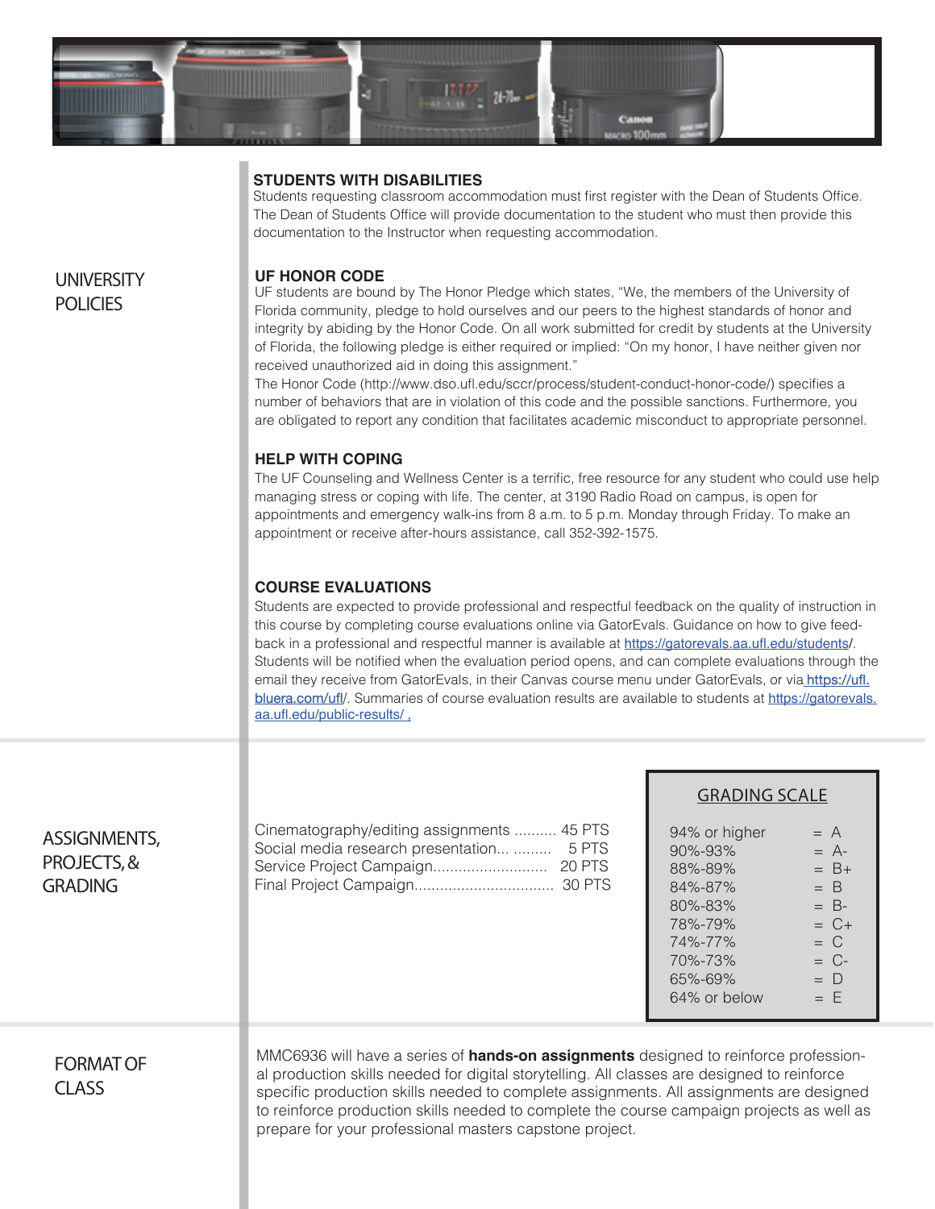## UNIVERSITY POLICIES

### STUDENTS WITH DISABILITIES

Students requesting classroom accommodation must first register with the Dean of Students Office. The Dean of Students Office will provide documentation to the student who must then provide this documentation to the Instructor when requesting accommodation.

### UF HONOR CODE

UF students are bound by The Honor Pledge which states, "We, the members of the University of Florida community, pledge to hold ourselves and our peers to the highest standards of honor and integrity by abiding by the Honor Code. On all work submitted for credit by students at the University of Florida, the following pledge is either required or implied: "On my honor, I have neither given nor received unauthorized aid in doing this assignment."

The Honor Code (http://www.dso.ufl.edu/sccr/process/student-conduct-honor-code/) specifies a number of behaviors that are in violation of this code and the possible sanctions. Furthermore, you are obligated to report any condition that facilitates academic misconduct to appropriate personnel.

### HELP WITH COPING

The UF Counseling and Wellness Center is a terrific, free resource for any student who could use help managing stress or coping with life. The center, at 3190 Radio Road on campus, is open for appointments and emergency walk-ins from 8 a.m. to 5 p.m. Monday through Friday. To make an appointment or receive after-hours assistance, call 352-392-1575.

### COURSE EVALUATIONS

Students are expected to provide professional and respectful feedback on the quality of instruction in this course by completing course evaluations online via GatorEvals. Guidance on how to give feedback in a professional and respectful manner is available at https://gatorevals.aa.ufl.edu/students/. Students will be notified when the evaluation period opens, and can complete evaluations through the email they receive from GatorEvals, in their Canvas course menu under GatorEvals, or via https://ufl.bluera.com/ufl/. Summaries of course evaluation results are available to students at https://gatorevals.aa.ufl.edu/public-results/ .

## ASSIGNMENTS, PROJECTS, & GRADING

Cinematography/editing assignments .......... 45 PTS
Social media research presentation... ......... 5 PTS
Service Project Campaign........................... 20 PTS
Final Project Campaign................................ 30 PTS

### GRADING SCALE

| | |
|---|---|
| 94% or higher | = A |
| 90%-93% | = A- |
| 88%-89% | = B+ |
| 84%-87% | = B |
| 80%-83% | = B- |
| 78%-79% | = C+ |
| 74%-77% | = C |
| 70%-73% | = C- |
| 65%-69% | = D |
| 64% or below | = E |

## FORMAT OF CLASS

MMC6936 will have a series of **hands-on assignments** designed to reinforce professional production skills needed for digital storytelling. All classes are designed to reinforce specific production skills needed to complete assignments. All assignments are designed to reinforce production skills needed to complete the course campaign projects as well as prepare for your professional masters capstone project.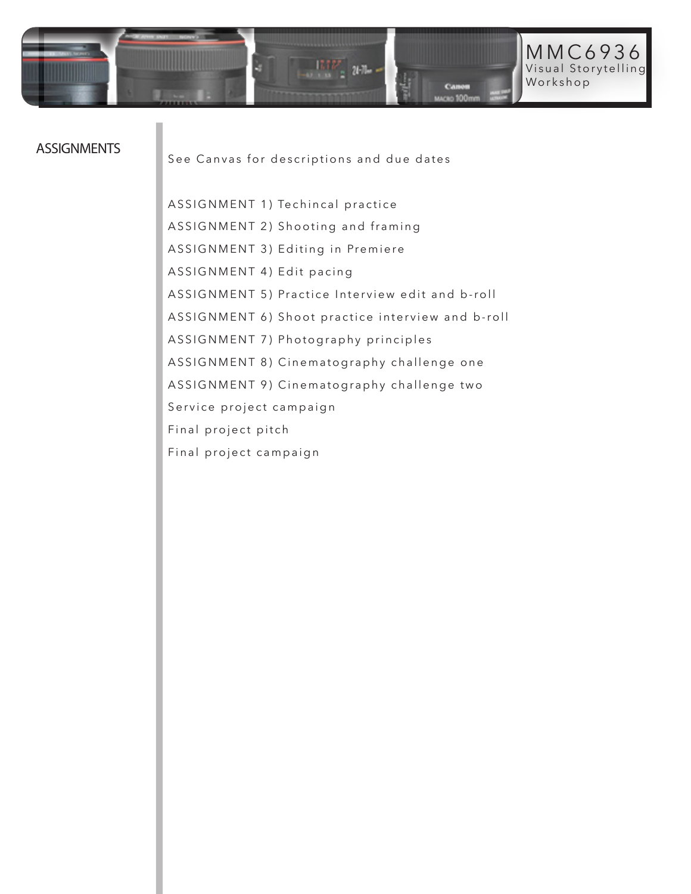## ASSIGNMENTS

See Canvas for descriptions and due dates

ASSIGNMENT 1) Techincal practice

ASSIGNMENT 2) Shooting and framing

ASSIGNMENT 3) Editing in Premiere

ASSIGNMENT 4) Edit pacing

ASSIGNMENT 5) Practice Interview edit and b-roll

ASSIGNMENT 6) Shoot practice interview and b-roll

ASSIGNMENT 7) Photography principles

ASSIGNMENT 8) Cinematography challenge one

ASSIGNMENT 9) Cinematography challenge two

Service project campaign

Final project pitch

Final project campaign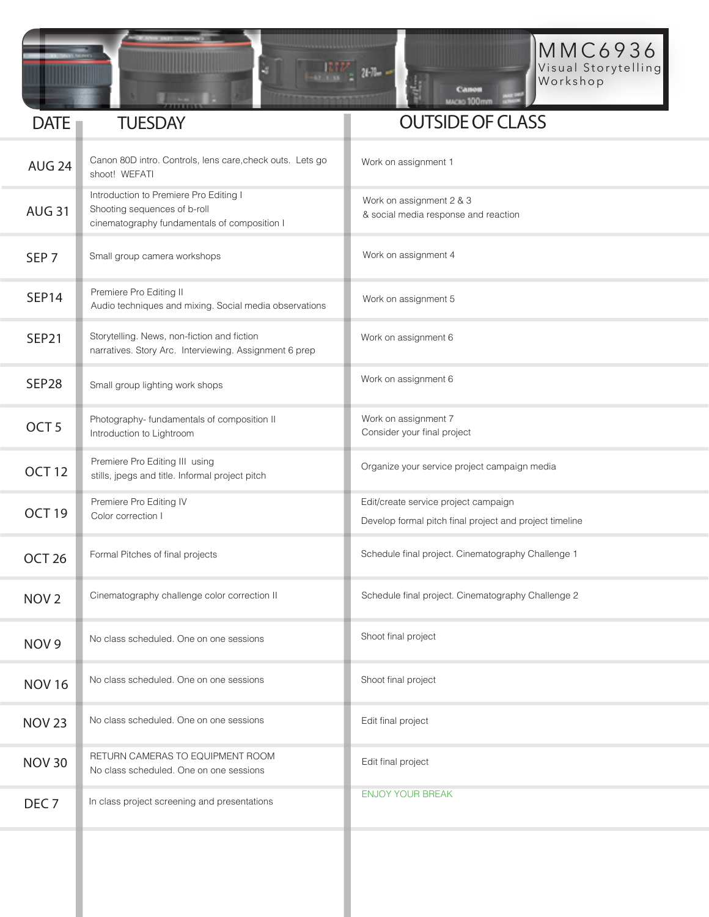# MMC6936

Visual Storytelling Workshop

| DATE | TUESDAY | OUTSIDE OF CLASS |
|---|---|---|
| AUG 24 | Canon 80D intro. Controls, lens care,check outs. Lets go shoot! WEFATI | Work on assignment 1 |
| AUG 31 | Introduction to Premiere Pro Editing I<br>Shooting sequences of b-roll<br>cinematography fundamentals of composition I | Work on assignment 2 & 3<br>& social media response and reaction |
| SEP 7 | Small group camera workshops | Work on assignment 4 |
| SEP14 | Premiere Pro Editing II<br>Audio techniques and mixing. Social media observations | Work on assignment 5 |
| SEP21 | Storytelling. News, non-fiction and fiction narratives. Story Arc. Interviewing. Assignment 6 prep | Work on assignment 6 |
| SEP28 | Small group lighting work shops | Work on assignment 6 |
| OCT 5 | Photography- fundamentals of composition II<br>Introduction to Lightroom | Work on assignment 7<br>Consider your final project |
| OCT 12 | Premiere Pro Editing III using stills, jpegs and title. Informal project pitch | Organize your service project campaign media |
| OCT 19 | Premiere Pro Editing IV<br>Color correction I | Edit/create service project campaign<br>Develop formal pitch final project and project timeline |
| OCT 26 | Formal Pitches of final projects | Schedule final project. Cinematography Challenge 1 |
| NOV 2 | Cinematography challenge color correction II | Schedule final project. Cinematography Challenge 2 |
| NOV 9 | No class scheduled. One on one sessions | Shoot final project |
| NOV 16 | No class scheduled. One on one sessions | Shoot final project |
| NOV 23 | No class scheduled. One on one sessions | Edit final project |
| NOV 30 | RETURN CAMERAS TO EQUIPMENT ROOM<br>No class scheduled. One on one sessions | Edit final project |
| DEC 7 | In class project screening and presentations | ENJOY YOUR BREAK |